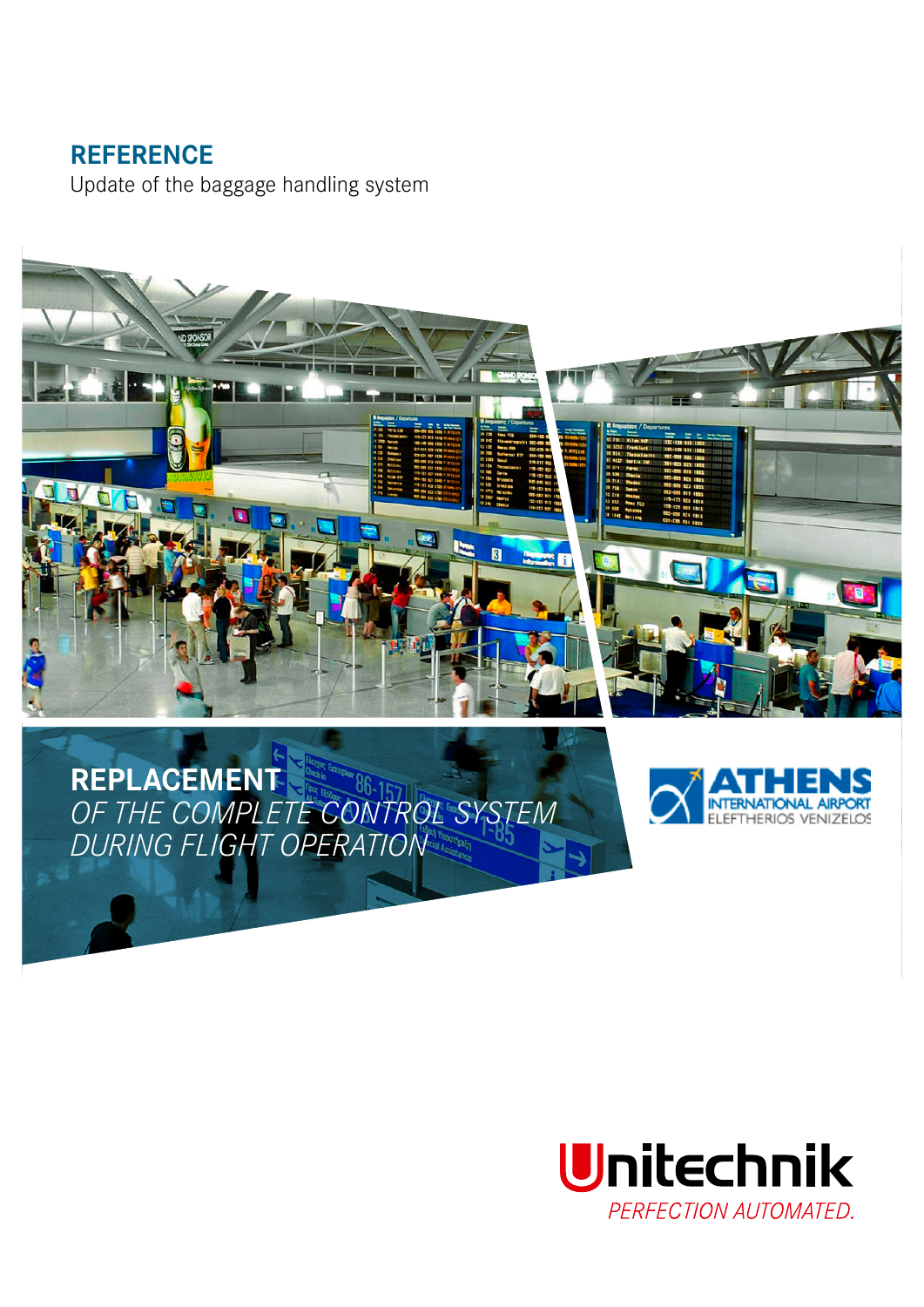# REFERENCE

Update of the baggage handling system

## REPLACEMENT

*OF THE COMPLETE CONTROL SYSTEM DURING FLIGHT OPERATION*

ATHENS INTERNATIONAL AIRPORT ELEFTHERIOS VENIZELOS

Unitechnik

*PERFECTION AUTOMATED.*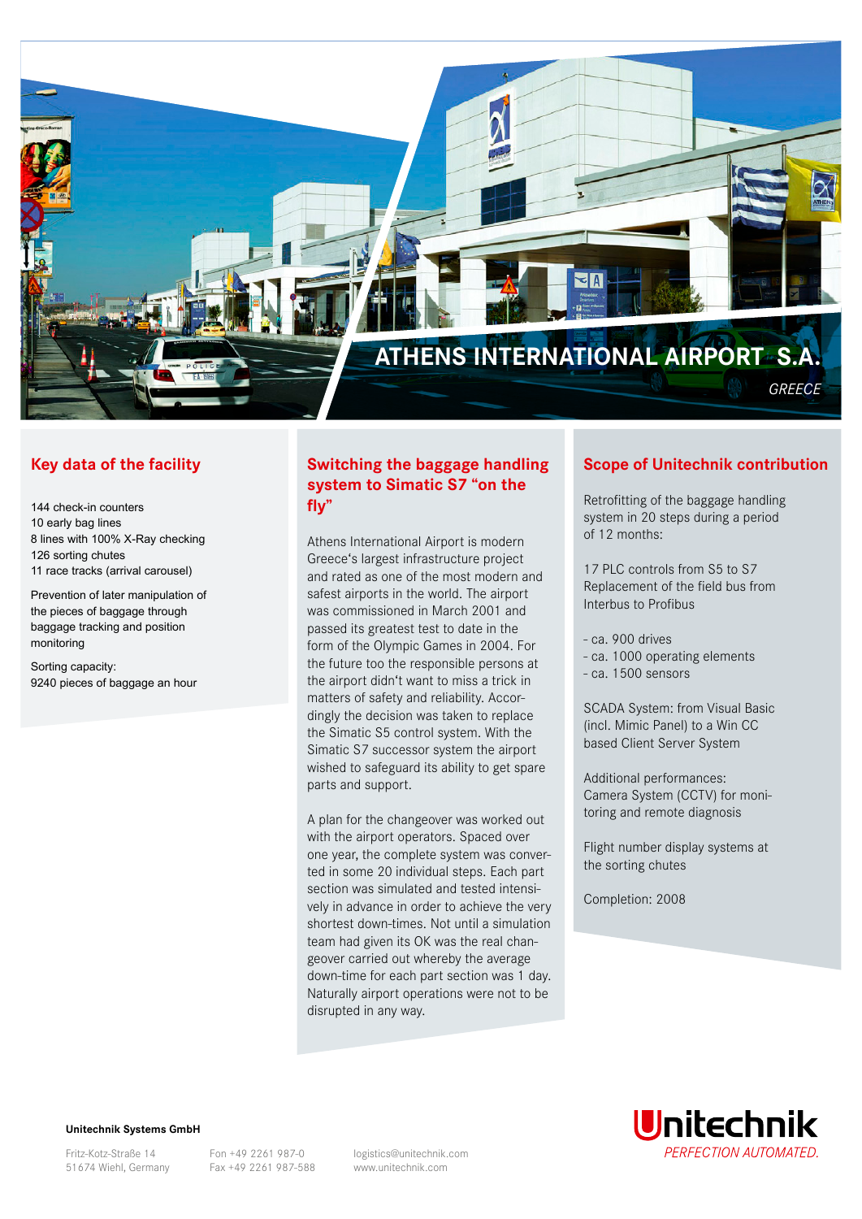# ATHENS INTERNATIONAL AIRPORT S.A.

*GREECE*

## Key data of the facility

144 check-in counters
10 early bag lines
8 lines with 100% X-Ray checking
126 sorting chutes
11 race tracks (arrival carousel)

Prevention of later manipulation of the pieces of baggage through baggage tracking and position monitoring

Sorting capacity:
9240 pieces of baggage an hour

## Switching the baggage handling system to Simatic S7 "on the fly"

Athens International Airport is modern Greece's largest infrastructure project and rated as one of the most modern and safest airports in the world. The airport was commissioned in March 2001 and passed its greatest test to date in the form of the Olympic Games in 2004. For the future too the responsible persons at the airport didn't want to miss a trick in matters of safety and reliability. Accordingly the decision was taken to replace the Simatic S5 control system. With the Simatic S7 successor system the airport wished to safeguard its ability to get spare parts and support.

A plan for the changeover was worked out with the airport operators. Spaced over one year, the complete system was converted in some 20 individual steps. Each part section was simulated and tested intensively in advance in order to achieve the very shortest down-times. Not until a simulation team had given its OK was the real changeover carried out whereby the average down-time for each part section was 1 day. Naturally airport operations were not to be disrupted in any way.

## Scope of Unitechnik contribution

Retrofitting of the baggage handling system in 20 steps during a period of 12 months:

17 PLC controls from S5 to S7
Replacement of the field bus from Interbus to Profibus

- ca. 900 drives
- ca. 1000 operating elements
- ca. 1500 sensors

SCADA System: from Visual Basic (incl. Mimic Panel) to a Win CC based Client Server System

Additional performances:
Camera System (CCTV) for monitoring and remote diagnosis

Flight number display systems at the sorting chutes

Completion: 2008

**Unitechnik Systems GmbH**

Fritz-Kotz-Straße 14
51674 Wiehl, Germany

Fon +49 2261 987-0
Fax +49 2261 987-588

logistics@unitechnik.com
www.unitechnik.com

Unitechnik
*PERFECTION AUTOMATED.*